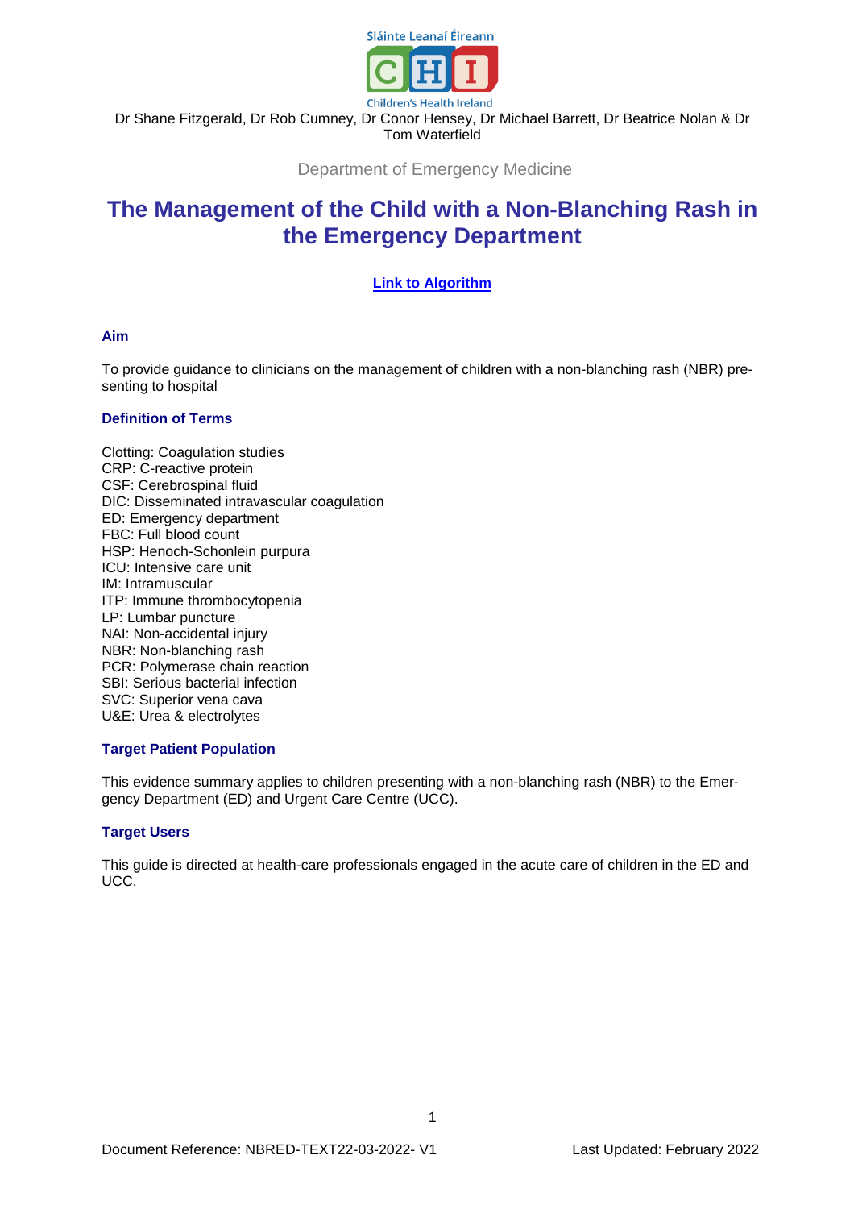Sláinte Leanaí Éireann

Children's Health Ireland

Dr Shane Fitzgerald, Dr Rob Cumney, Dr Conor Hensey, Dr Michael Barrett, Dr Beatrice Nolan & Dr Tom Waterfield

Department of Emergency Medicine

# The Management of the Child with a Non-Blanching Rash in the Emergency Department

**Link to Algorithm**

## Aim

To provide guidance to clinicians on the management of children with a non-blanching rash (NBR) presenting to hospital

## Definition of Terms

Clotting: Coagulation studies
CRP: C-reactive protein
CSF: Cerebrospinal fluid
DIC: Disseminated intravascular coagulation
ED: Emergency department
FBC: Full blood count
HSP: Henoch-Schonlein purpura
ICU: Intensive care unit
IM: Intramuscular
ITP: Immune thrombocytopenia
LP: Lumbar puncture
NAI: Non-accidental injury
NBR: Non-blanching rash
PCR: Polymerase chain reaction
SBI: Serious bacterial infection
SVC: Superior vena cava
U&E: Urea & electrolytes

## Target Patient Population

This evidence summary applies to children presenting with a non-blanching rash (NBR) to the Emergency Department (ED) and Urgent Care Centre (UCC).

## Target Users

This guide is directed at health-care professionals engaged in the acute care of children in the ED and UCC.

Document Reference: NBRED-TEXT22-03-2022- V1

Last Updated: February 2022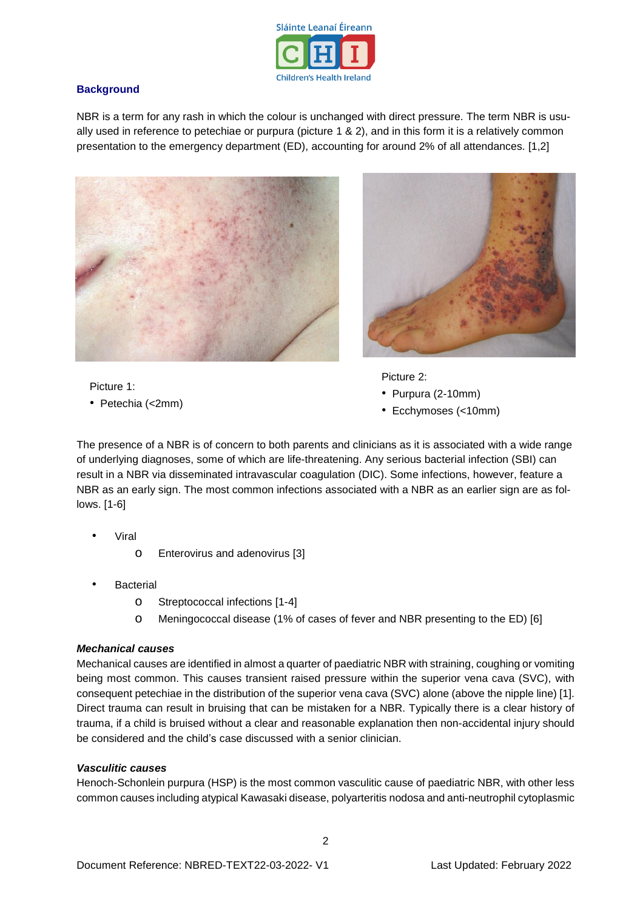## Background

NBR is a term for any rash in which the colour is unchanged with direct pressure. The term NBR is usually used in reference to petechiae or purpura (picture 1 & 2), and in this form it is a relatively common presentation to the emergency department (ED), accounting for around 2% of all attendances. [1,2]

Picture 1:

- Petechia (<2mm)

Picture 2:

- Purpura (2-10mm)
- Ecchymoses (<10mm)

The presence of a NBR is of concern to both parents and clinicians as it is associated with a wide range of underlying diagnoses, some of which are life-threatening. Any serious bacterial infection (SBI) can result in a NBR via disseminated intravascular coagulation (DIC). Some infections, however, feature a NBR as an early sign. The most common infections associated with a NBR as an earlier sign are as follows. [1-6]

- Viral
  - Enterovirus and adenovirus [3]
- Bacterial
  - Streptococcal infections [1-4]
  - Meningococcal disease (1% of cases of fever and NBR presenting to the ED) [6]

***Mechanical causes***

Mechanical causes are identified in almost a quarter of paediatric NBR with straining, coughing or vomiting being most common. This causes transient raised pressure within the superior vena cava (SVC), with consequent petechiae in the distribution of the superior vena cava (SVC) alone (above the nipple line) [1]. Direct trauma can result in bruising that can be mistaken for a NBR. Typically there is a clear history of trauma, if a child is bruised without a clear and reasonable explanation then non-accidental injury should be considered and the child's case discussed with a senior clinician.

***Vasculitic causes***

Henoch-Schonlein purpura (HSP) is the most common vasculitic cause of paediatric NBR, with other less common causes including atypical Kawasaki disease, polyarteritis nodosa and anti-neutrophil cytoplasmic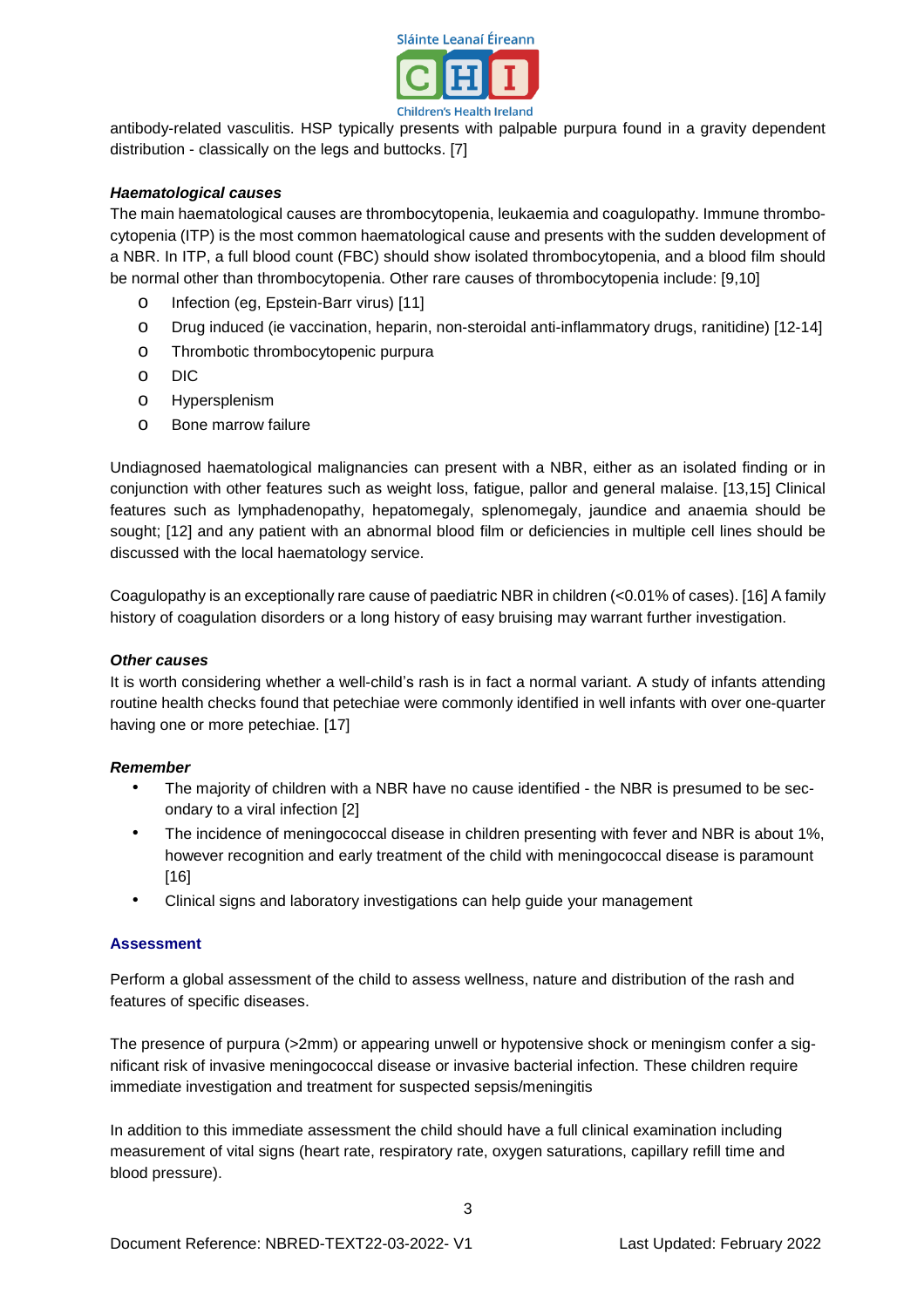antibody-related vasculitis. HSP typically presents with palpable purpura found in a gravity dependent distribution - classically on the legs and buttocks. [7]

***Haematological causes***

The main haematological causes are thrombocytopenia, leukaemia and coagulopathy. Immune thrombocytopenia (ITP) is the most common haematological cause and presents with the sudden development of a NBR. In ITP, a full blood count (FBC) should show isolated thrombocytopenia, and a blood film should be normal other than thrombocytopenia. Other rare causes of thrombocytopenia include: [9,10]

- Infection (eg, Epstein-Barr virus) [11]
- Drug induced (ie vaccination, heparin, non-steroidal anti-inflammatory drugs, ranitidine) [12-14]
- Thrombotic thrombocytopenic purpura
- DIC
- Hypersplenism
- Bone marrow failure

Undiagnosed haematological malignancies can present with a NBR, either as an isolated finding or in conjunction with other features such as weight loss, fatigue, pallor and general malaise. [13,15] Clinical features such as lymphadenopathy, hepatomegaly, splenomegaly, jaundice and anaemia should be sought; [12] and any patient with an abnormal blood film or deficiencies in multiple cell lines should be discussed with the local haematology service.

Coagulopathy is an exceptionally rare cause of paediatric NBR in children (<0.01% of cases). [16] A family history of coagulation disorders or a long history of easy bruising may warrant further investigation.

***Other causes***

It is worth considering whether a well-child's rash is in fact a normal variant. A study of infants attending routine health checks found that petechiae were commonly identified in well infants with over one-quarter having one or more petechiae. [17]

***Remember***

- The majority of children with a NBR have no cause identified - the NBR is presumed to be secondary to a viral infection [2]
- The incidence of meningococcal disease in children presenting with fever and NBR is about 1%, however recognition and early treatment of the child with meningococcal disease is paramount [16]
- Clinical signs and laboratory investigations can help guide your management

## Assessment

Perform a global assessment of the child to assess wellness, nature and distribution of the rash and features of specific diseases.

The presence of purpura (>2mm) or appearing unwell or hypotensive shock or meningism confer a significant risk of invasive meningococcal disease or invasive bacterial infection. These children require immediate investigation and treatment for suspected sepsis/meningitis

In addition to this immediate assessment the child should have a full clinical examination including measurement of vital signs (heart rate, respiratory rate, oxygen saturations, capillary refill time and blood pressure).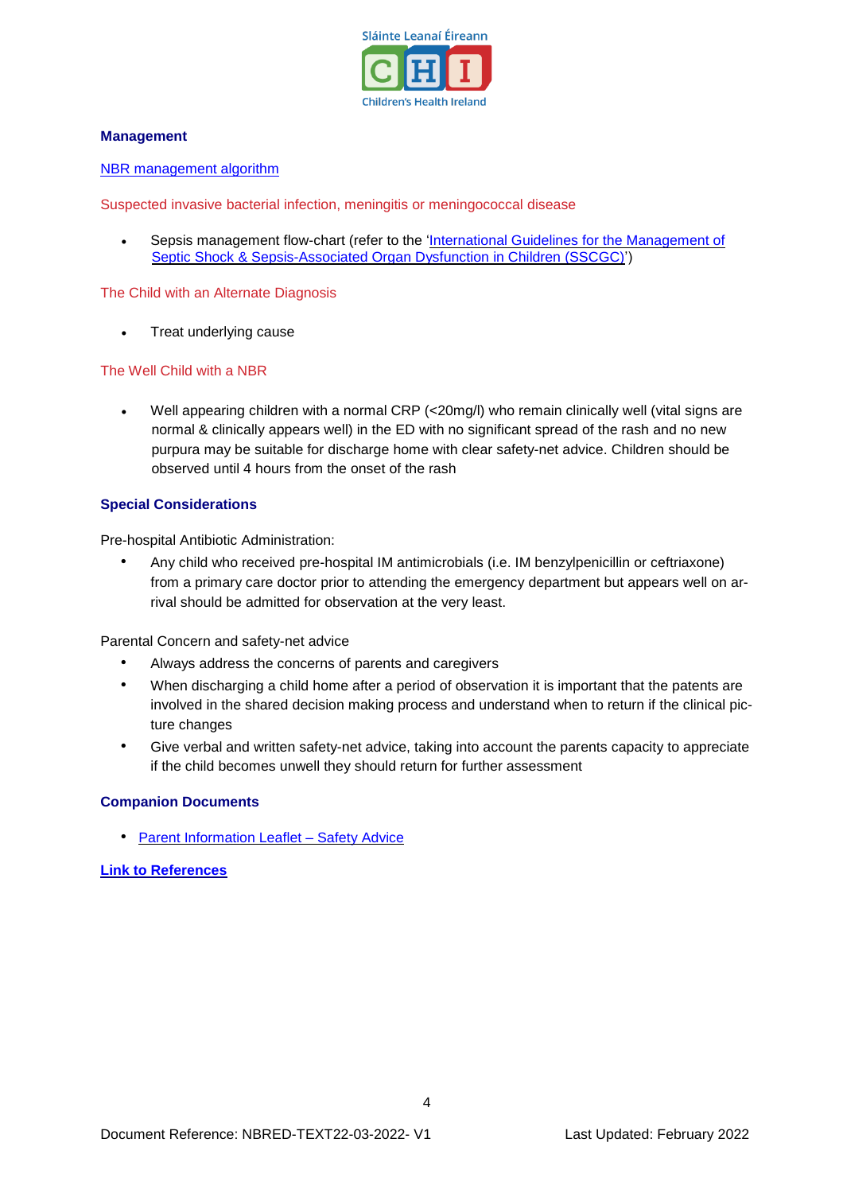## Management

NBR management algorithm

### Suspected invasive bacterial infection, meningitis or meningococcal disease

- Sepsis management flow-chart (refer to the 'International Guidelines for the Management of Septic Shock & Sepsis-Associated Organ Dysfunction in Children (SSCGC)')

### The Child with an Alternate Diagnosis

- Treat underlying cause

### The Well Child with a NBR

- Well appearing children with a normal CRP (<20mg/l) who remain clinically well (vital signs are normal & clinically appears well) in the ED with no significant spread of the rash and no new purpura may be suitable for discharge home with clear safety-net advice. Children should be observed until 4 hours from the onset of the rash

## Special Considerations

Pre-hospital Antibiotic Administration:

- Any child who received pre-hospital IM antimicrobials (i.e. IM benzylpenicillin or ceftriaxone) from a primary care doctor prior to attending the emergency department but appears well on arrival should be admitted for observation at the very least.

Parental Concern and safety-net advice

- Always address the concerns of parents and caregivers
- When discharging a child home after a period of observation it is important that the patents are involved in the shared decision making process and understand when to return if the clinical picture changes
- Give verbal and written safety-net advice, taking into account the parents capacity to appreciate if the child becomes unwell they should return for further assessment

## Companion Documents

- Parent Information Leaflet – Safety Advice

**Link to References**

Document Reference: NBRED-TEXT22-03-2022- V1 Last Updated: February 2022